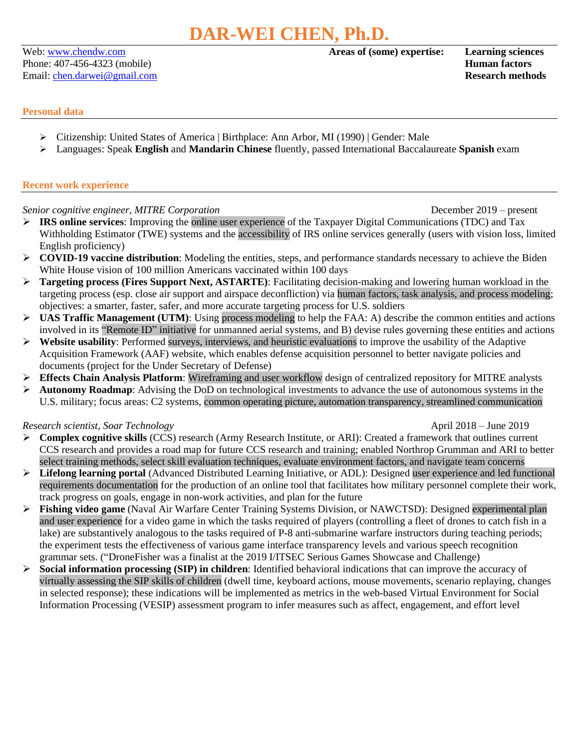# DAR-WEI CHEN, Ph.D.

Web: [www.chendw.com](http://www.chendw.com)
Phone: 407-456-4323 (mobile)
Email: [chen.darwei@gmail.com](mailto:chen.darwei@gmail.com)

**Areas of (some) expertise:** **Learning sciences**, **Human factors**, **Research methods**

## Personal data

- Citizenship: United States of America | Birthplace: Ann Arbor, MI (1990) | Gender: Male
- Languages: Speak **English** and **Mandarin Chinese** fluently, passed International Baccalaureate **Spanish** exam

## Recent work experience

*Senior cognitive engineer, MITRE Corporation* — December 2019 – present

- **IRS online services**: Improving the online user experience of the Taxpayer Digital Communications (TDC) and Tax Withholding Estimator (TWE) systems and the accessibility of IRS online services generally (users with vision loss, limited English proficiency)
- **COVID-19 vaccine distribution**: Modeling the entities, steps, and performance standards necessary to achieve the Biden White House vision of 100 million Americans vaccinated within 100 days
- **Targeting process (Fires Support Next, ASTARTE)**: Facilitating decision-making and lowering human workload in the targeting process (esp. close air support and airspace deconfliction) via human factors, task analysis, and process modeling; objectives: a smarter, faster, safer, and more accurate targeting process for U.S. soldiers
- **UAS Traffic Management (UTM)**: Using process modeling to help the FAA: A) describe the common entities and actions involved in its "Remote ID" initiative for unmanned aerial systems, and B) devise rules governing these entities and actions
- **Website usability**: Performed surveys, interviews, and heuristic evaluations to improve the usability of the Adaptive Acquisition Framework (AAF) website, which enables defense acquisition personnel to better navigate policies and documents (project for the Under Secretary of Defense)
- **Effects Chain Analysis Platform**: Wireframing and user workflow design of centralized repository for MITRE analysts
- **Autonomy Roadmap**: Advising the DoD on technological investments to advance the use of autonomous systems in the U.S. military; focus areas: C2 systems, common operating picture, automation transparency, streamlined communication

*Research scientist, Soar Technology* — April 2018 – June 2019

- **Complex cognitive skills** (CCS) research (Army Research Institute, or ARI): Created a framework that outlines current CCS research and provides a road map for future CCS research and training; enabled Northrop Grumman and ARI to better select training methods, select skill evaluation techniques, evaluate environment factors, and navigate team concerns
- **Lifelong learning portal** (Advanced Distributed Learning Initiative, or ADL): Designed user experience and led functional requirements documentation for the production of an online tool that facilitates how military personnel complete their work, track progress on goals, engage in non-work activities, and plan for the future
- **Fishing video game** (Naval Air Warfare Center Training Systems Division, or NAWCTSD): Designed experimental plan and user experience for a video game in which the tasks required of players (controlling a fleet of drones to catch fish in a lake) are substantively analogous to the tasks required of P-8 anti-submarine warfare instructors during teaching periods; the experiment tests the effectiveness of various game interface transparency levels and various speech recognition grammar sets. ("DroneFisher was a finalist at the 2019 I/ITSEC Serious Games Showcase and Challenge)
- **Social information processing (SIP) in children**: Identified behavioral indications that can improve the accuracy of virtually assessing the SIP skills of children (dwell time, keyboard actions, mouse movements, scenario replaying, changes in selected response); these indications will be implemented as metrics in the web-based Virtual Environment for Social Information Processing (VESIP) assessment program to infer measures such as affect, engagement, and effort level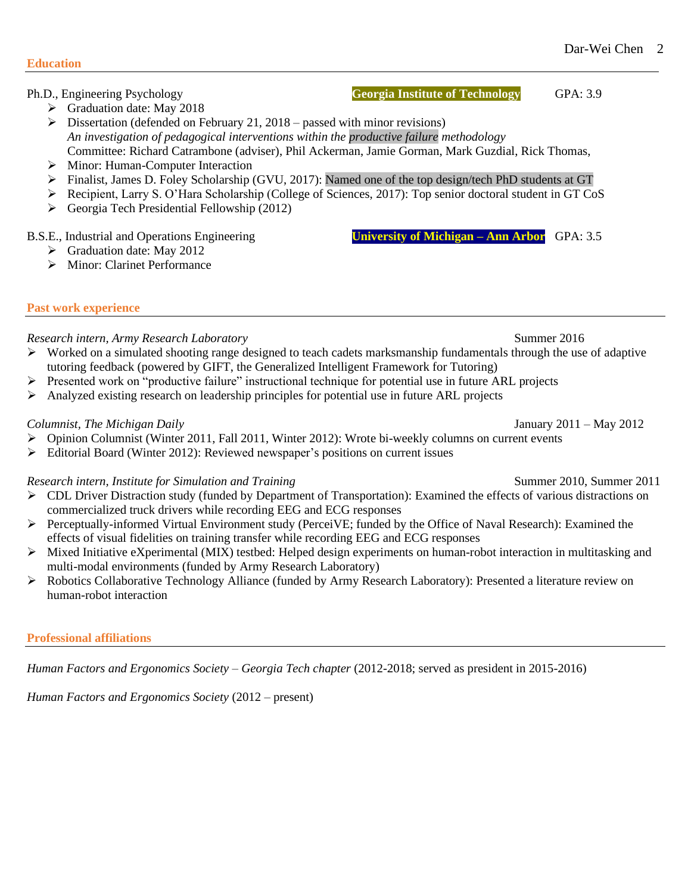## Education

Ph.D., Engineering Psychology — **Georgia Institute of Technology** — GPA: 3.9

- Graduation date: May 2018
- Dissertation (defended on February 21, 2018 – passed with minor revisions)
  *An investigation of pedagogical interventions within the productive failure methodology*
  Committee: Richard Catrambone (adviser), Phil Ackerman, Jamie Gorman, Mark Guzdial, Rick Thomas,
- Minor: Human-Computer Interaction
- Finalist, James D. Foley Scholarship (GVU, 2017): Named one of the top design/tech PhD students at GT
- Recipient, Larry S. O'Hara Scholarship (College of Sciences, 2017): Top senior doctoral student in GT CoS
- Georgia Tech Presidential Fellowship (2012)

B.S.E., Industrial and Operations Engineering — **University of Michigan – Ann Arbor** — GPA: 3.5

- Graduation date: May 2012
- Minor: Clarinet Performance

## Past work experience

*Research intern, Army Research Laboratory* — Summer 2016

- Worked on a simulated shooting range designed to teach cadets marksmanship fundamentals through the use of adaptive tutoring feedback (powered by GIFT, the Generalized Intelligent Framework for Tutoring)
- Presented work on "productive failure" instructional technique for potential use in future ARL projects
- Analyzed existing research on leadership principles for potential use in future ARL projects

*Columnist, The Michigan Daily* — January 2011 – May 2012

- Opinion Columnist (Winter 2011, Fall 2011, Winter 2012): Wrote bi-weekly columns on current events
- Editorial Board (Winter 2012): Reviewed newspaper's positions on current issues

*Research intern, Institute for Simulation and Training* — Summer 2010, Summer 2011

- CDL Driver Distraction study (funded by Department of Transportation): Examined the effects of various distractions on commercialized truck drivers while recording EEG and ECG responses
- Perceptually-informed Virtual Environment study (PerceiVE; funded by the Office of Naval Research): Examined the effects of visual fidelities on training transfer while recording EEG and ECG responses
- Mixed Initiative eXperimental (MIX) testbed: Helped design experiments on human-robot interaction in multitasking and multi-modal environments (funded by Army Research Laboratory)
- Robotics Collaborative Technology Alliance (funded by Army Research Laboratory): Presented a literature review on human-robot interaction

## Professional affiliations

*Human Factors and Ergonomics Society – Georgia Tech chapter* (2012-2018; served as president in 2015-2016)

*Human Factors and Ergonomics Society* (2012 – present)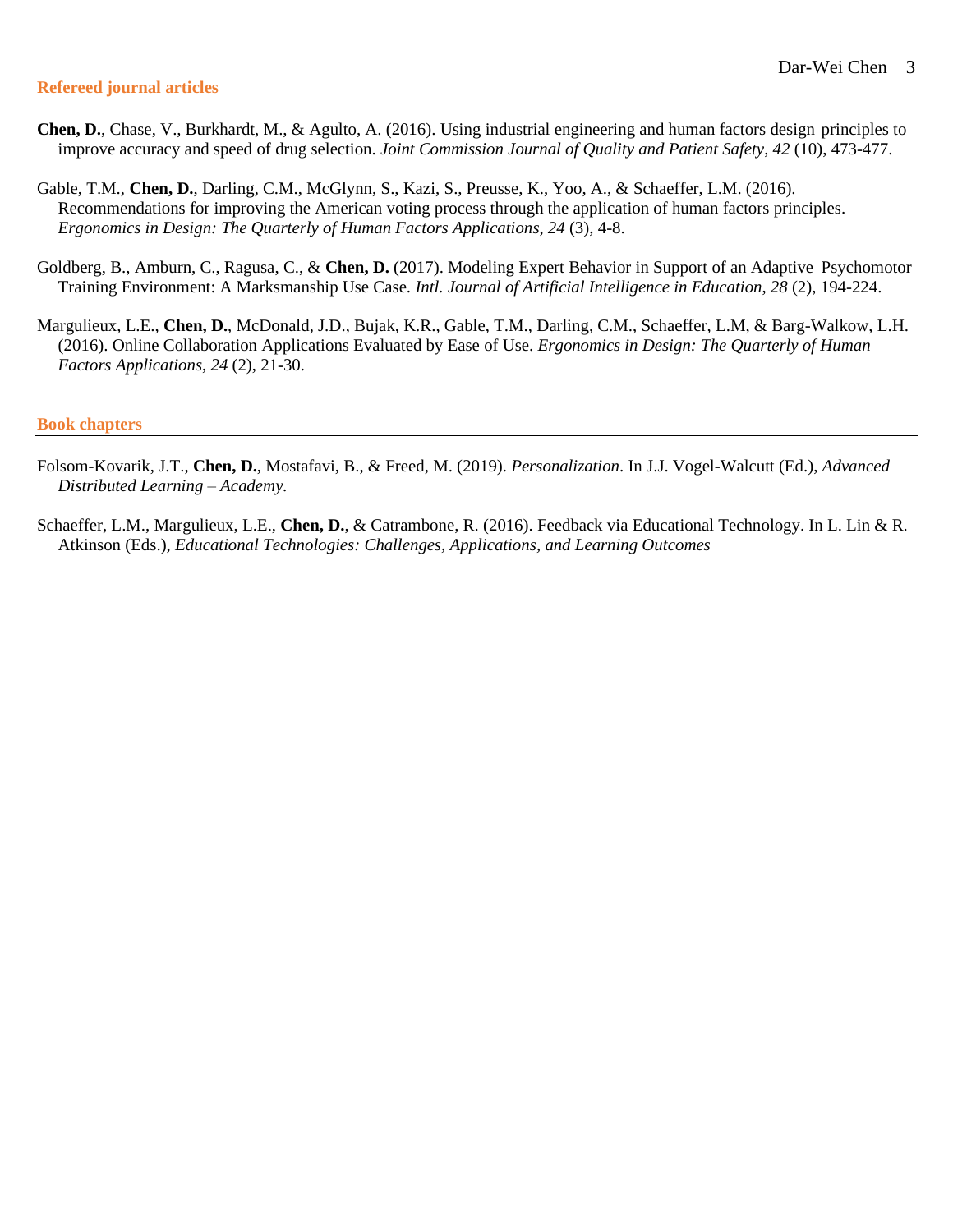## Refereed journal articles

**Chen, D.**, Chase, V., Burkhardt, M., & Agulto, A. (2016). Using industrial engineering and human factors design principles to improve accuracy and speed of drug selection. *Joint Commission Journal of Quality and Patient Safety*, *42* (10), 473-477.

Gable, T.M., **Chen, D.**, Darling, C.M., McGlynn, S., Kazi, S., Preusse, K., Yoo, A., & Schaeffer, L.M. (2016). Recommendations for improving the American voting process through the application of human factors principles. *Ergonomics in Design: The Quarterly of Human Factors Applications*, *24* (3), 4-8.

Goldberg, B., Amburn, C., Ragusa, C., & **Chen, D.** (2017). Modeling Expert Behavior in Support of an Adaptive Psychomotor Training Environment: A Marksmanship Use Case. *Intl. Journal of Artificial Intelligence in Education*, *28* (2), 194-224.

Margulieux, L.E., **Chen, D.**, McDonald, J.D., Bujak, K.R., Gable, T.M., Darling, C.M., Schaeffer, L.M, & Barg-Walkow, L.H. (2016). Online Collaboration Applications Evaluated by Ease of Use. *Ergonomics in Design: The Quarterly of Human Factors Applications*, *24* (2), 21-30.

## Book chapters

Folsom-Kovarik, J.T., **Chen, D.**, Mostafavi, B., & Freed, M. (2019). *Personalization*. In J.J. Vogel-Walcutt (Ed.), *Advanced Distributed Learning – Academy*.

Schaeffer, L.M., Margulieux, L.E., **Chen, D.**, & Catrambone, R. (2016). Feedback via Educational Technology. In L. Lin & R. Atkinson (Eds.), *Educational Technologies: Challenges, Applications, and Learning Outcomes*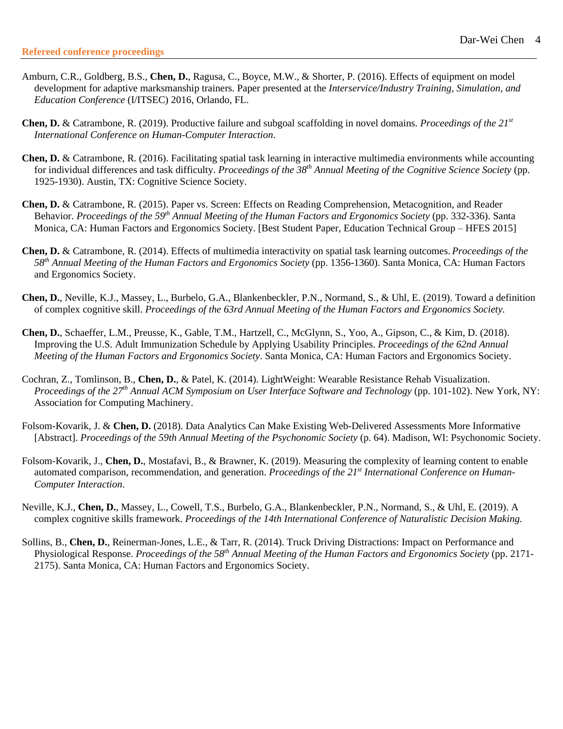### Refereed conference proceedings

Amburn, C.R., Goldberg, B.S., **Chen, D.**, Ragusa, C., Boyce, M.W., & Shorter, P. (2016). Effects of equipment on model development for adaptive marksmanship trainers. Paper presented at the *Interservice/Industry Training, Simulation, and Education Conference* (I/ITSEC) 2016, Orlando, FL.

**Chen, D.** & Catrambone, R. (2019). Productive failure and subgoal scaffolding in novel domains. *Proceedings of the 21st International Conference on Human-Computer Interaction*.

**Chen, D.** & Catrambone, R. (2016). Facilitating spatial task learning in interactive multimedia environments while accounting for individual differences and task difficulty. *Proceedings of the 38th Annual Meeting of the Cognitive Science Society* (pp. 1925-1930). Austin, TX: Cognitive Science Society.

**Chen, D.** & Catrambone, R. (2015). Paper vs. Screen: Effects on Reading Comprehension, Metacognition, and Reader Behavior. *Proceedings of the 59th Annual Meeting of the Human Factors and Ergonomics Society* (pp. 332-336). Santa Monica, CA: Human Factors and Ergonomics Society. [Best Student Paper, Education Technical Group – HFES 2015]

**Chen, D.** & Catrambone, R. (2014). Effects of multimedia interactivity on spatial task learning outcomes. *Proceedings of the 58th Annual Meeting of the Human Factors and Ergonomics Society* (pp. 1356-1360). Santa Monica, CA: Human Factors and Ergonomics Society.

**Chen, D.**, Neville, K.J., Massey, L., Burbelo, G.A., Blankenbeckler, P.N., Normand, S., & Uhl, E. (2019). Toward a definition of complex cognitive skill. *Proceedings of the 63rd Annual Meeting of the Human Factors and Ergonomics Society.*

**Chen, D.**, Schaeffer, L.M., Preusse, K., Gable, T.M., Hartzell, C., McGlynn, S., Yoo, A., Gipson, C., & Kim, D. (2018). Improving the U.S. Adult Immunization Schedule by Applying Usability Principles. *Proceedings of the 62nd Annual Meeting of the Human Factors and Ergonomics Society*. Santa Monica, CA: Human Factors and Ergonomics Society.

Cochran, Z., Tomlinson, B., **Chen, D.**, & Patel, K. (2014). LightWeight: Wearable Resistance Rehab Visualization. *Proceedings of the 27th Annual ACM Symposium on User Interface Software and Technology* (pp. 101-102). New York, NY: Association for Computing Machinery.

Folsom-Kovarik, J. & **Chen, D.** (2018). Data Analytics Can Make Existing Web-Delivered Assessments More Informative [Abstract]. *Proceedings of the 59th Annual Meeting of the Psychonomic Society* (p. 64). Madison, WI: Psychonomic Society.

Folsom-Kovarik, J., **Chen, D.**, Mostafavi, B., & Brawner, K. (2019). Measuring the complexity of learning content to enable automated comparison, recommendation, and generation. *Proceedings of the 21st International Conference on Human-Computer Interaction*.

Neville, K.J., **Chen, D.**, Massey, L., Cowell, T.S., Burbelo, G.A., Blankenbeckler, P.N., Normand, S., & Uhl, E. (2019). A complex cognitive skills framework. *Proceedings of the 14th International Conference of Naturalistic Decision Making.*

Sollins, B., **Chen, D.**, Reinerman-Jones, L.E., & Tarr, R. (2014). Truck Driving Distractions: Impact on Performance and Physiological Response. *Proceedings of the 58th Annual Meeting of the Human Factors and Ergonomics Society* (pp. 2171-2175). Santa Monica, CA: Human Factors and Ergonomics Society.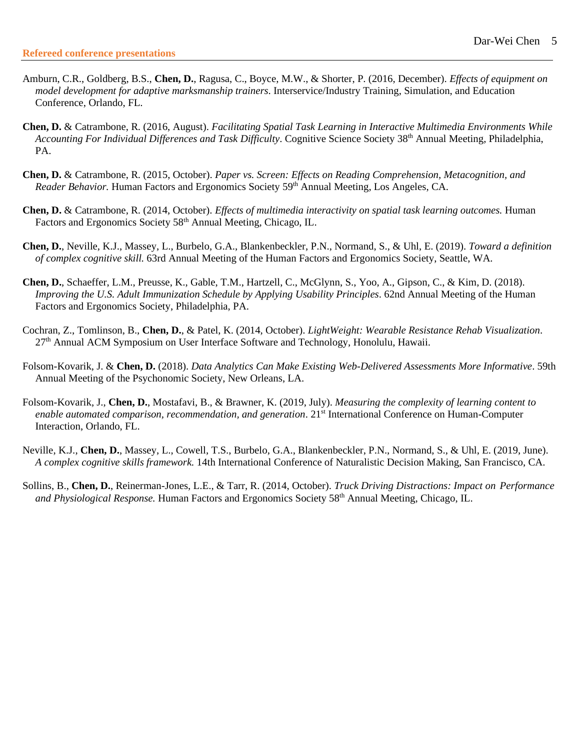## Refereed conference presentations

Amburn, C.R., Goldberg, B.S., **Chen, D.**, Ragusa, C., Boyce, M.W., & Shorter, P. (2016, December). *Effects of equipment on model development for adaptive marksmanship trainers*. Interservice/Industry Training, Simulation, and Education Conference, Orlando, FL.

**Chen, D.** & Catrambone, R. (2016, August). *Facilitating Spatial Task Learning in Interactive Multimedia Environments While Accounting For Individual Differences and Task Difficulty*. Cognitive Science Society 38th Annual Meeting, Philadelphia, PA.

**Chen, D.** & Catrambone, R. (2015, October). *Paper vs. Screen: Effects on Reading Comprehension, Metacognition, and Reader Behavior.* Human Factors and Ergonomics Society 59th Annual Meeting, Los Angeles, CA.

**Chen, D.** & Catrambone, R. (2014, October). *Effects of multimedia interactivity on spatial task learning outcomes.* Human Factors and Ergonomics Society 58th Annual Meeting, Chicago, IL.

**Chen, D.**, Neville, K.J., Massey, L., Burbelo, G.A., Blankenbeckler, P.N., Normand, S., & Uhl, E. (2019). *Toward a definition of complex cognitive skill.* 63rd Annual Meeting of the Human Factors and Ergonomics Society, Seattle, WA.

**Chen, D.**, Schaeffer, L.M., Preusse, K., Gable, T.M., Hartzell, C., McGlynn, S., Yoo, A., Gipson, C., & Kim, D. (2018). *Improving the U.S. Adult Immunization Schedule by Applying Usability Principles*. 62nd Annual Meeting of the Human Factors and Ergonomics Society, Philadelphia, PA.

Cochran, Z., Tomlinson, B., **Chen, D.**, & Patel, K. (2014, October). *LightWeight: Wearable Resistance Rehab Visualization*. 27th Annual ACM Symposium on User Interface Software and Technology, Honolulu, Hawaii.

Folsom-Kovarik, J. & **Chen, D.** (2018). *Data Analytics Can Make Existing Web-Delivered Assessments More Informative*. 59th Annual Meeting of the Psychonomic Society, New Orleans, LA.

Folsom-Kovarik, J., **Chen, D.**, Mostafavi, B., & Brawner, K. (2019, July). *Measuring the complexity of learning content to enable automated comparison, recommendation, and generation*. 21st International Conference on Human-Computer Interaction, Orlando, FL.

Neville, K.J., **Chen, D.**, Massey, L., Cowell, T.S., Burbelo, G.A., Blankenbeckler, P.N., Normand, S., & Uhl, E. (2019, June). *A complex cognitive skills framework.* 14th International Conference of Naturalistic Decision Making, San Francisco, CA.

Sollins, B., **Chen, D.**, Reinerman-Jones, L.E., & Tarr, R. (2014, October). *Truck Driving Distractions: Impact on Performance and Physiological Response.* Human Factors and Ergonomics Society 58th Annual Meeting, Chicago, IL.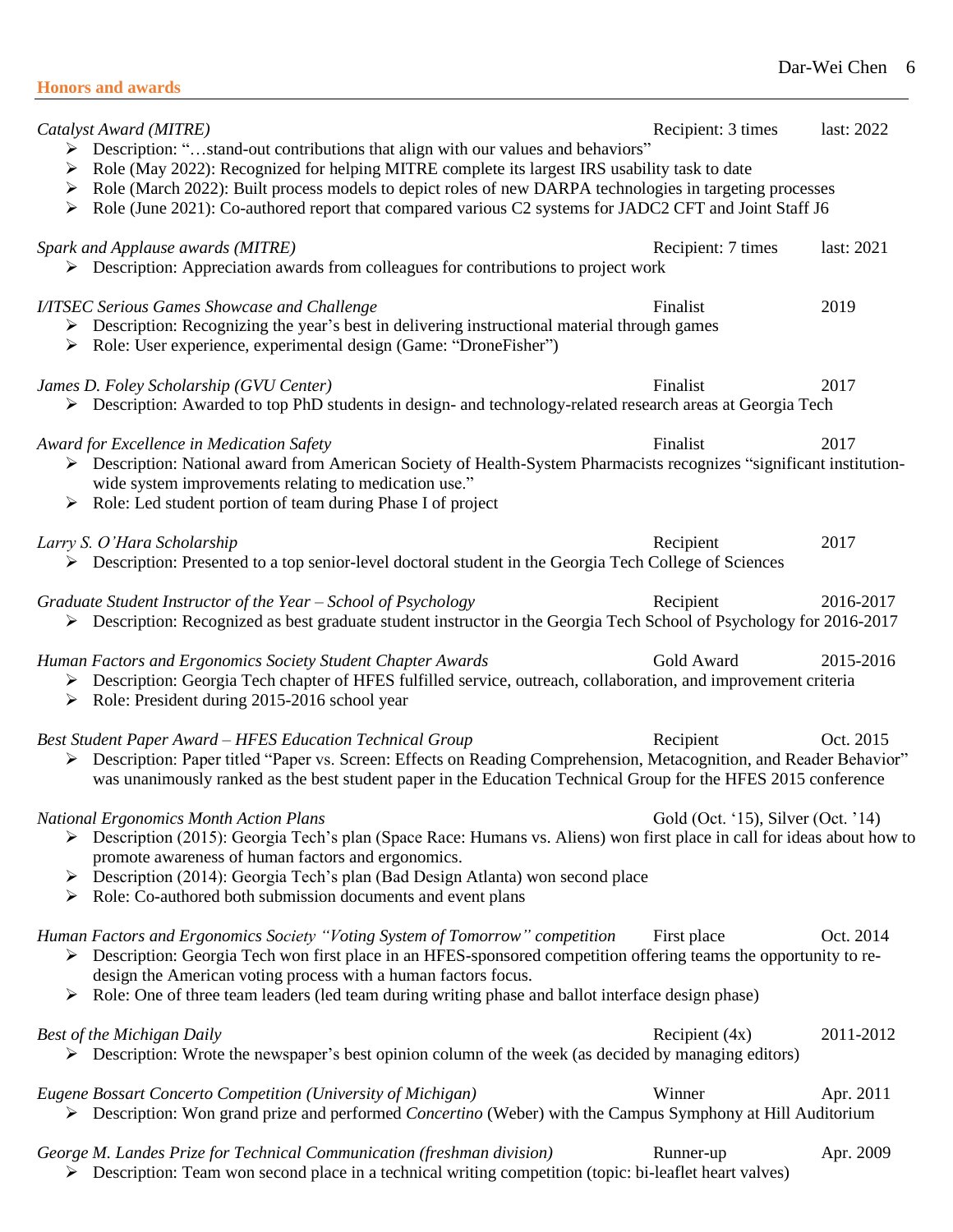## Honors and awards

*Catalyst Award (MITRE)* — Recipient: 3 times — last: 2022

- Description: "…stand-out contributions that align with our values and behaviors"
- Role (May 2022): Recognized for helping MITRE complete its largest IRS usability task to date
- Role (March 2022): Built process models to depict roles of new DARPA technologies in targeting processes
- Role (June 2021): Co-authored report that compared various C2 systems for JADC2 CFT and Joint Staff J6

*Spark and Applause awards (MITRE)* — Recipient: 7 times — last: 2021

- Description: Appreciation awards from colleagues for contributions to project work

*I/ITSEC Serious Games Showcase and Challenge* — Finalist — 2019

- Description: Recognizing the year's best in delivering instructional material through games
- Role: User experience, experimental design (Game: "DroneFisher")

*James D. Foley Scholarship (GVU Center)* — Finalist — 2017

- Description: Awarded to top PhD students in design- and technology-related research areas at Georgia Tech

*Award for Excellence in Medication Safety* — Finalist — 2017

- Description: National award from American Society of Health-System Pharmacists recognizes "significant institution-wide system improvements relating to medication use."
- Role: Led student portion of team during Phase I of project

*Larry S. O'Hara Scholarship* — Recipient — 2017

- Description: Presented to a top senior-level doctoral student in the Georgia Tech College of Sciences

*Graduate Student Instructor of the Year – School of Psychology* — Recipient — 2016-2017

- Description: Recognized as best graduate student instructor in the Georgia Tech School of Psychology for 2016-2017

*Human Factors and Ergonomics Society Student Chapter Awards* — Gold Award — 2015-2016

- Description: Georgia Tech chapter of HFES fulfilled service, outreach, collaboration, and improvement criteria
- Role: President during 2015-2016 school year

*Best Student Paper Award – HFES Education Technical Group* — Recipient — Oct. 2015

- Description: Paper titled "Paper vs. Screen: Effects on Reading Comprehension, Metacognition, and Reader Behavior" was unanimously ranked as the best student paper in the Education Technical Group for the HFES 2015 conference

*National Ergonomics Month Action Plans* — Gold (Oct. '15), Silver (Oct. '14)

- Description (2015): Georgia Tech's plan (Space Race: Humans vs. Aliens) won first place in call for ideas about how to promote awareness of human factors and ergonomics.
- Description (2014): Georgia Tech's plan (Bad Design Atlanta) won second place
- Role: Co-authored both submission documents and event plans

*Human Factors and Ergonomics Society "Voting System of Tomorrow" competition* — First place — Oct. 2014

- Description: Georgia Tech won first place in an HFES-sponsored competition offering teams the opportunity to re-design the American voting process with a human factors focus.
- Role: One of three team leaders (led team during writing phase and ballot interface design phase)

*Best of the Michigan Daily* — Recipient (4x) — 2011-2012

- Description: Wrote the newspaper's best opinion column of the week (as decided by managing editors)

*Eugene Bossart Concerto Competition (University of Michigan)* — Winner — Apr. 2011

- Description: Won grand prize and performed *Concertino* (Weber) with the Campus Symphony at Hill Auditorium

*George M. Landes Prize for Technical Communication (freshman division)* — Runner-up — Apr. 2009

- Description: Team won second place in a technical writing competition (topic: bi-leaflet heart valves)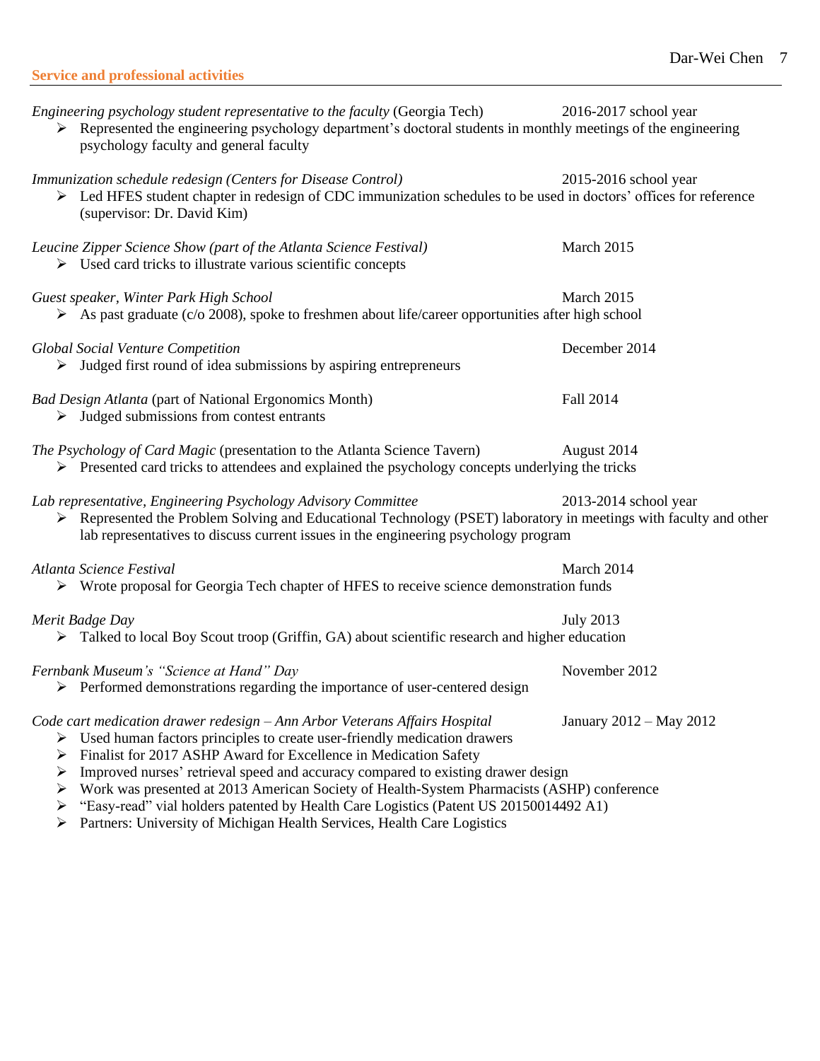## Service and professional activities

*Engineering psychology student representative to the faculty* (Georgia Tech) — 2016-2017 school year

- Represented the engineering psychology department's doctoral students in monthly meetings of the engineering psychology faculty and general faculty

*Immunization schedule redesign (Centers for Disease Control)* — 2015-2016 school year

- Led HFES student chapter in redesign of CDC immunization schedules to be used in doctors' offices for reference (supervisor: Dr. David Kim)

*Leucine Zipper Science Show (part of the Atlanta Science Festival)* — March 2015

- Used card tricks to illustrate various scientific concepts

*Guest speaker, Winter Park High School* — March 2015

- As past graduate (c/o 2008), spoke to freshmen about life/career opportunities after high school

*Global Social Venture Competition* — December 2014

- Judged first round of idea submissions by aspiring entrepreneurs

*Bad Design Atlanta* (part of National Ergonomics Month) — Fall 2014

- Judged submissions from contest entrants

*The Psychology of Card Magic* (presentation to the Atlanta Science Tavern) — August 2014

- Presented card tricks to attendees and explained the psychology concepts underlying the tricks

*Lab representative, Engineering Psychology Advisory Committee* — 2013-2014 school year

- Represented the Problem Solving and Educational Technology (PSET) laboratory in meetings with faculty and other lab representatives to discuss current issues in the engineering psychology program

*Atlanta Science Festival* — March 2014

- Wrote proposal for Georgia Tech chapter of HFES to receive science demonstration funds

*Merit Badge Day* — July 2013

- Talked to local Boy Scout troop (Griffin, GA) about scientific research and higher education

*Fernbank Museum's "Science at Hand" Day* — November 2012

- Performed demonstrations regarding the importance of user-centered design

*Code cart medication drawer redesign – Ann Arbor Veterans Affairs Hospital* — January 2012 – May 2012

- Used human factors principles to create user-friendly medication drawers
- Finalist for 2017 ASHP Award for Excellence in Medication Safety
- Improved nurses' retrieval speed and accuracy compared to existing drawer design
- Work was presented at 2013 American Society of Health-System Pharmacists (ASHP) conference
- "Easy-read" vial holders patented by Health Care Logistics (Patent US 20150014492 A1)
- Partners: University of Michigan Health Services, Health Care Logistics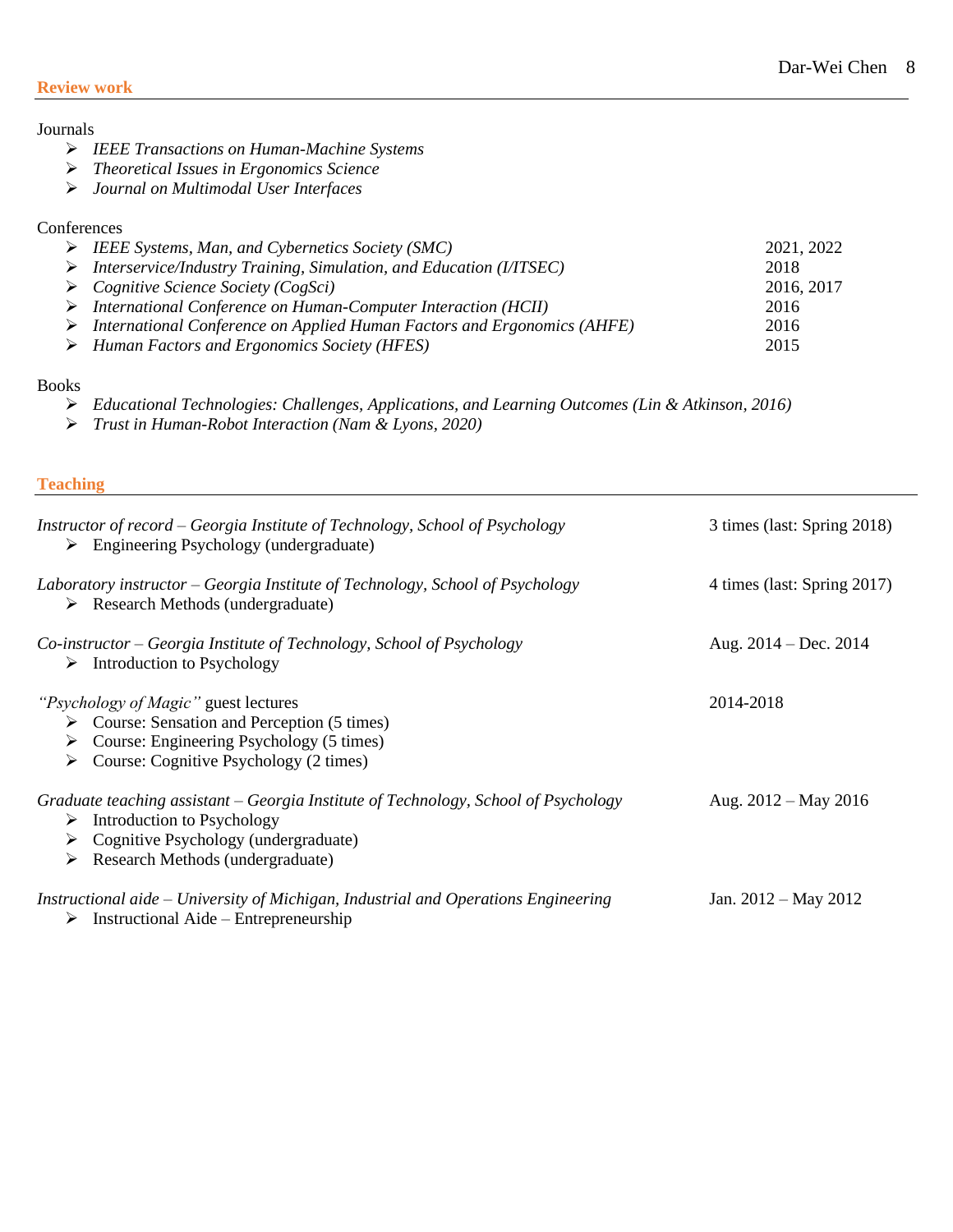## Review work

Journals

- *IEEE Transactions on Human-Machine Systems*
- *Theoretical Issues in Ergonomics Science*
- *Journal on Multimodal User Interfaces*

Conferences

- *IEEE Systems, Man, and Cybernetics Society (SMC)* 2021, 2022
- *Interservice/Industry Training, Simulation, and Education (I/ITSEC)* 2018
- *Cognitive Science Society (CogSci)* 2016, 2017
- *International Conference on Human-Computer Interaction (HCII)* 2016
- *International Conference on Applied Human Factors and Ergonomics (AHFE)* 2016
- *Human Factors and Ergonomics Society (HFES)* 2015

Books

- *Educational Technologies: Challenges, Applications, and Learning Outcomes (Lin & Atkinson, 2016)*
- *Trust in Human-Robot Interaction (Nam & Lyons, 2020)*

## Teaching

*Instructor of record – Georgia Institute of Technology, School of Psychology* 3 times (last: Spring 2018)

- Engineering Psychology (undergraduate)

*Laboratory instructor – Georgia Institute of Technology, School of Psychology* 4 times (last: Spring 2017)

- Research Methods (undergraduate)

*Co-instructor – Georgia Institute of Technology, School of Psychology* Aug. 2014 – Dec. 2014

- Introduction to Psychology

*"Psychology of Magic"* guest lectures 2014-2018

- Course: Sensation and Perception (5 times)
- Course: Engineering Psychology (5 times)
- Course: Cognitive Psychology (2 times)

*Graduate teaching assistant – Georgia Institute of Technology, School of Psychology* Aug. 2012 – May 2016

- Introduction to Psychology
- Cognitive Psychology (undergraduate)
- Research Methods (undergraduate)

*Instructional aide – University of Michigan, Industrial and Operations Engineering* Jan. 2012 – May 2012

- Instructional Aide – Entrepreneurship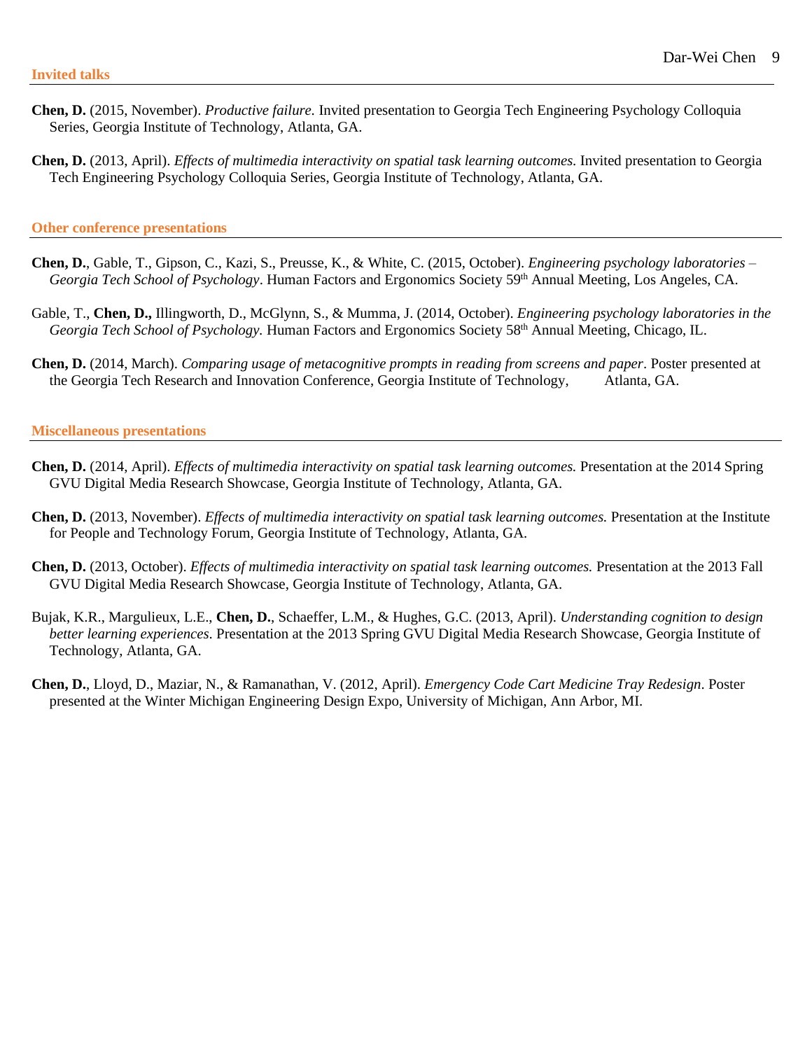## Invited talks

**Chen, D.** (2015, November). *Productive failure.* Invited presentation to Georgia Tech Engineering Psychology Colloquia Series, Georgia Institute of Technology, Atlanta, GA.

**Chen, D.** (2013, April). *Effects of multimedia interactivity on spatial task learning outcomes.* Invited presentation to Georgia Tech Engineering Psychology Colloquia Series, Georgia Institute of Technology, Atlanta, GA.

## Other conference presentations

**Chen, D.**, Gable, T., Gipson, C., Kazi, S., Preusse, K., & White, C. (2015, October). *Engineering psychology laboratories – Georgia Tech School of Psychology*. Human Factors and Ergonomics Society 59th Annual Meeting, Los Angeles, CA.

Gable, T., **Chen, D.,** Illingworth, D., McGlynn, S., & Mumma, J. (2014, October). *Engineering psychology laboratories in the Georgia Tech School of Psychology.* Human Factors and Ergonomics Society 58th Annual Meeting, Chicago, IL.

**Chen, D.** (2014, March). *Comparing usage of metacognitive prompts in reading from screens and paper*. Poster presented at the Georgia Tech Research and Innovation Conference, Georgia Institute of Technology, Atlanta, GA.

## Miscellaneous presentations

**Chen, D.** (2014, April). *Effects of multimedia interactivity on spatial task learning outcomes.* Presentation at the 2014 Spring GVU Digital Media Research Showcase, Georgia Institute of Technology, Atlanta, GA.

**Chen, D.** (2013, November). *Effects of multimedia interactivity on spatial task learning outcomes.* Presentation at the Institute for People and Technology Forum, Georgia Institute of Technology, Atlanta, GA.

**Chen, D.** (2013, October). *Effects of multimedia interactivity on spatial task learning outcomes.* Presentation at the 2013 Fall GVU Digital Media Research Showcase, Georgia Institute of Technology, Atlanta, GA.

Bujak, K.R., Margulieux, L.E., **Chen, D.**, Schaeffer, L.M., & Hughes, G.C. (2013, April). *Understanding cognition to design better learning experiences*. Presentation at the 2013 Spring GVU Digital Media Research Showcase, Georgia Institute of Technology, Atlanta, GA.

**Chen, D.**, Lloyd, D., Maziar, N., & Ramanathan, V. (2012, April). *Emergency Code Cart Medicine Tray Redesign*. Poster presented at the Winter Michigan Engineering Design Expo, University of Michigan, Ann Arbor, MI.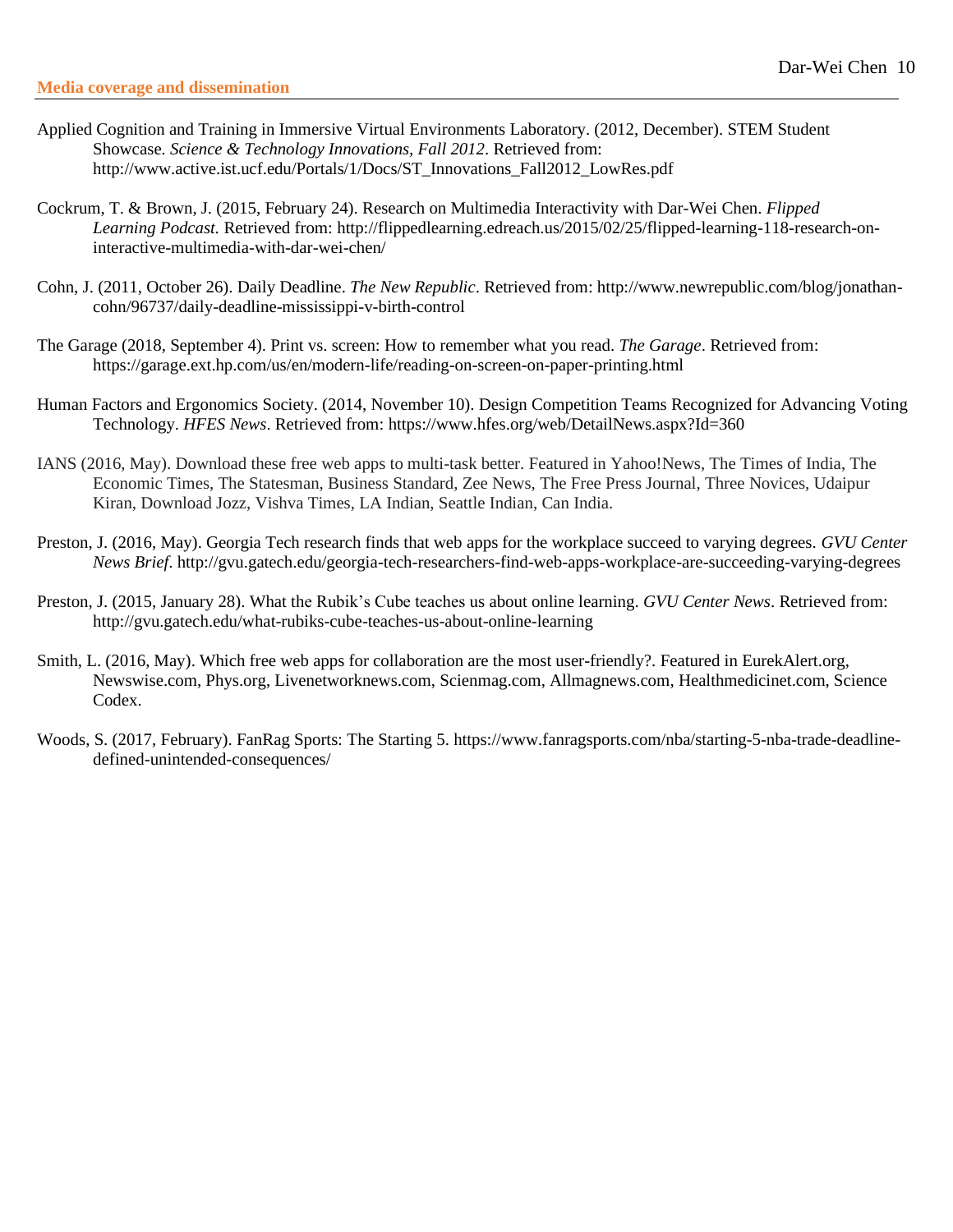## Media coverage and dissemination

Applied Cognition and Training in Immersive Virtual Environments Laboratory. (2012, December). STEM Student Showcase. *Science & Technology Innovations, Fall 2012*. Retrieved from: http://www.active.ist.ucf.edu/Portals/1/Docs/ST_Innovations_Fall2012_LowRes.pdf

Cockrum, T. & Brown, J. (2015, February 24). Research on Multimedia Interactivity with Dar-Wei Chen. *Flipped Learning Podcast*. Retrieved from: http://flippedlearning.edreach.us/2015/02/25/flipped-learning-118-research-on-interactive-multimedia-with-dar-wei-chen/

Cohn, J. (2011, October 26). Daily Deadline. *The New Republic*. Retrieved from: http://www.newrepublic.com/blog/jonathan-cohn/96737/daily-deadline-mississippi-v-birth-control

The Garage (2018, September 4). Print vs. screen: How to remember what you read. *The Garage*. Retrieved from: https://garage.ext.hp.com/us/en/modern-life/reading-on-screen-on-paper-printing.html

Human Factors and Ergonomics Society. (2014, November 10). Design Competition Teams Recognized for Advancing Voting Technology. *HFES News*. Retrieved from: https://www.hfes.org/web/DetailNews.aspx?Id=360

IANS (2016, May). Download these free web apps to multi-task better. Featured in Yahoo!News, The Times of India, The Economic Times, The Statesman, Business Standard, Zee News, The Free Press Journal, Three Novices, Udaipur Kiran, Download Jozz, Vishva Times, LA Indian, Seattle Indian, Can India.

Preston, J. (2016, May). Georgia Tech research finds that web apps for the workplace succeed to varying degrees. *GVU Center News Brief*. http://gvu.gatech.edu/georgia-tech-researchers-find-web-apps-workplace-are-succeeding-varying-degrees

Preston, J. (2015, January 28). What the Rubik's Cube teaches us about online learning. *GVU Center News*. Retrieved from: http://gvu.gatech.edu/what-rubiks-cube-teaches-us-about-online-learning

Smith, L. (2016, May). Which free web apps for collaboration are the most user-friendly?. Featured in EurekAlert.org, Newswise.com, Phys.org, Livenetworknews.com, Scienmag.com, Allmagnews.com, Healthmedicinet.com, Science Codex.

Woods, S. (2017, February). FanRag Sports: The Starting 5. https://www.fanragsports.com/nba/starting-5-nba-trade-deadline-defined-unintended-consequences/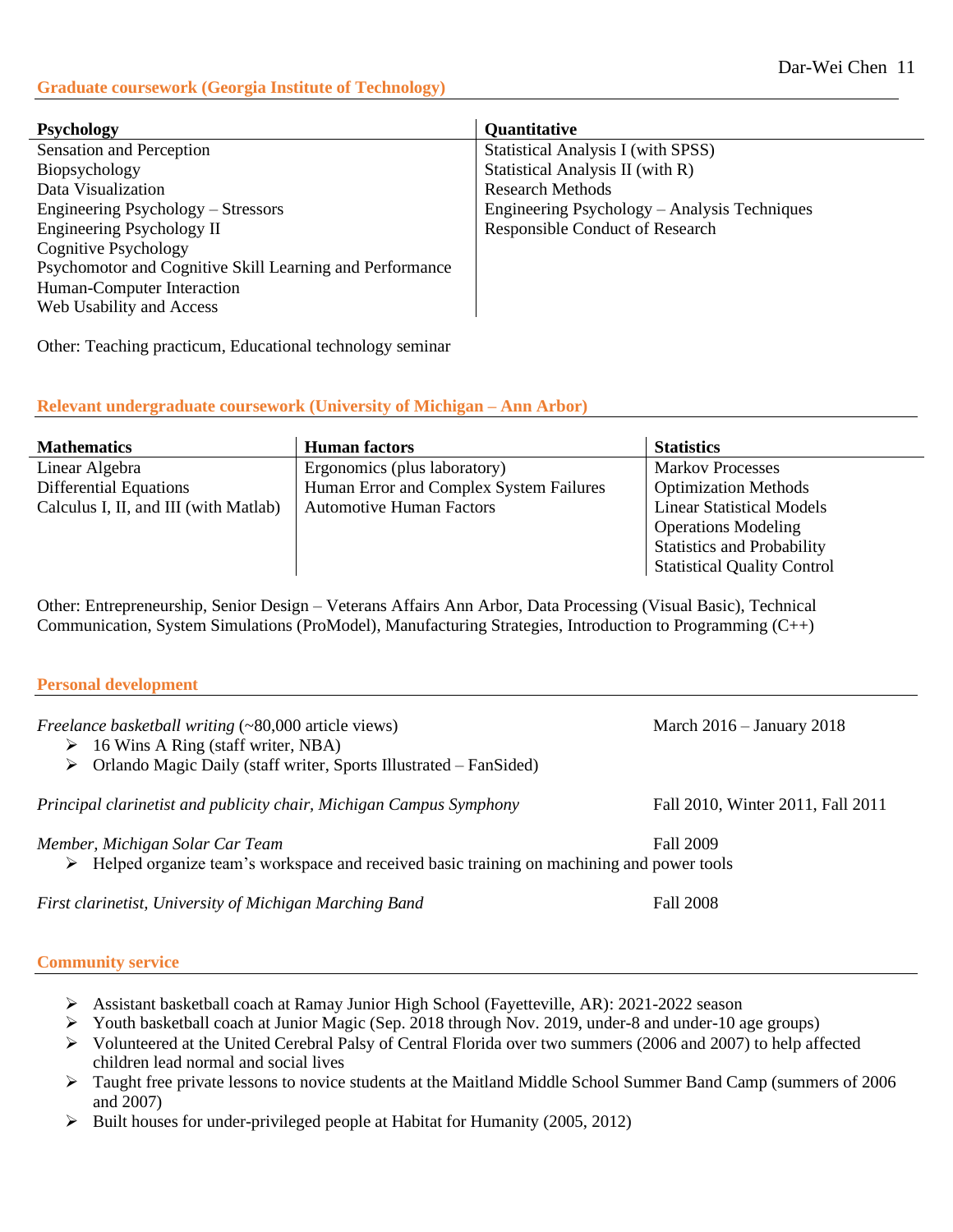## Graduate coursework (Georgia Institute of Technology)

| Psychology | Quantitative |
|---|---|
| Sensation and Perception | Statistical Analysis I (with SPSS) |
| Biopsychology | Statistical Analysis II (with R) |
| Data Visualization | Research Methods |
| Engineering Psychology – Stressors | Engineering Psychology – Analysis Techniques |
| Engineering Psychology II | Responsible Conduct of Research |
| Cognitive Psychology | |
| Psychomotor and Cognitive Skill Learning and Performance | |
| Human-Computer Interaction | |
| Web Usability and Access | |

Other: Teaching practicum, Educational technology seminar

## Relevant undergraduate coursework (University of Michigan – Ann Arbor)

| Mathematics | Human factors | Statistics |
|---|---|---|
| Linear Algebra | Ergonomics (plus laboratory) | Markov Processes |
| Differential Equations | Human Error and Complex System Failures | Optimization Methods |
| Calculus I, II, and III (with Matlab) | Automotive Human Factors | Linear Statistical Models |
| | | Operations Modeling |
| | | Statistics and Probability |
| | | Statistical Quality Control |

Other: Entrepreneurship, Senior Design – Veterans Affairs Ann Arbor, Data Processing (Visual Basic), Technical Communication, System Simulations (ProModel), Manufacturing Strategies, Introduction to Programming (C++)

## Personal development

*Freelance basketball writing* (~80,000 article views) — March 2016 – January 2018
- 16 Wins A Ring (staff writer, NBA)
- Orlando Magic Daily (staff writer, Sports Illustrated – FanSided)

*Principal clarinetist and publicity chair, Michigan Campus Symphony* — Fall 2010, Winter 2011, Fall 2011

*Member, Michigan Solar Car Team* — Fall 2009
- Helped organize team's workspace and received basic training on machining and power tools

*First clarinetist, University of Michigan Marching Band* — Fall 2008

## Community service

- Assistant basketball coach at Ramay Junior High School (Fayetteville, AR): 2021-2022 season
- Youth basketball coach at Junior Magic (Sep. 2018 through Nov. 2019, under-8 and under-10 age groups)
- Volunteered at the United Cerebral Palsy of Central Florida over two summers (2006 and 2007) to help affected children lead normal and social lives
- Taught free private lessons to novice students at the Maitland Middle School Summer Band Camp (summers of 2006 and 2007)
- Built houses for under-privileged people at Habitat for Humanity (2005, 2012)